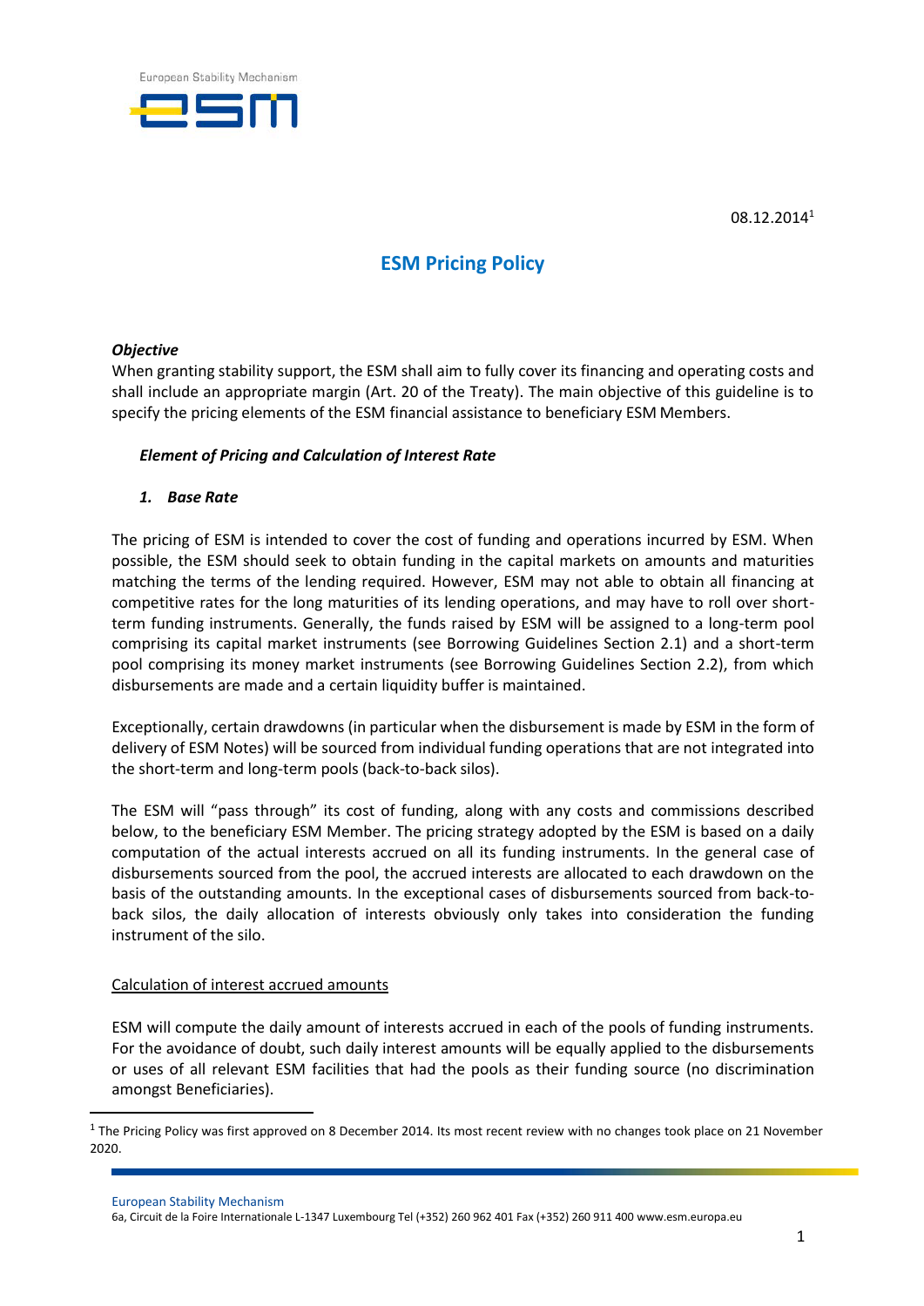08.12.2014[1]

# ESM Pricing Policy

***Objective***

When granting stability support, the ESM shall aim to fully cover its financing and operating costs and shall include an appropriate margin (Art. 20 of the Treaty). The main objective of this guideline is to specify the pricing elements of the ESM financial assistance to beneficiary ESM Members.

***Element of Pricing and Calculation of Interest Rate***

***1. Base Rate***

The pricing of ESM is intended to cover the cost of funding and operations incurred by ESM. When possible, the ESM should seek to obtain funding in the capital markets on amounts and maturities matching the terms of the lending required. However, ESM may not able to obtain all financing at competitive rates for the long maturities of its lending operations, and may have to roll over short-term funding instruments. Generally, the funds raised by ESM will be assigned to a long-term pool comprising its capital market instruments (see Borrowing Guidelines Section 2.1) and a short-term pool comprising its money market instruments (see Borrowing Guidelines Section 2.2), from which disbursements are made and a certain liquidity buffer is maintained.

Exceptionally, certain drawdowns (in particular when the disbursement is made by ESM in the form of delivery of ESM Notes) will be sourced from individual funding operations that are not integrated into the short-term and long-term pools (back-to-back silos).

The ESM will "pass through" its cost of funding, along with any costs and commissions described below, to the beneficiary ESM Member. The pricing strategy adopted by the ESM is based on a daily computation of the actual interests accrued on all its funding instruments. In the general case of disbursements sourced from the pool, the accrued interests are allocated to each drawdown on the basis of the outstanding amounts. In the exceptional cases of disbursements sourced from back-to-back silos, the daily allocation of interests obviously only takes into consideration the funding instrument of the silo.

Calculation of interest accrued amounts

ESM will compute the daily amount of interests accrued in each of the pools of funding instruments. For the avoidance of doubt, such daily interest amounts will be equally applied to the disbursements or uses of all relevant ESM facilities that had the pools as their funding source (no discrimination amongst Beneficiaries).

[1] The Pricing Policy was first approved on 8 December 2014. Its most recent review with no changes took place on 21 November 2020.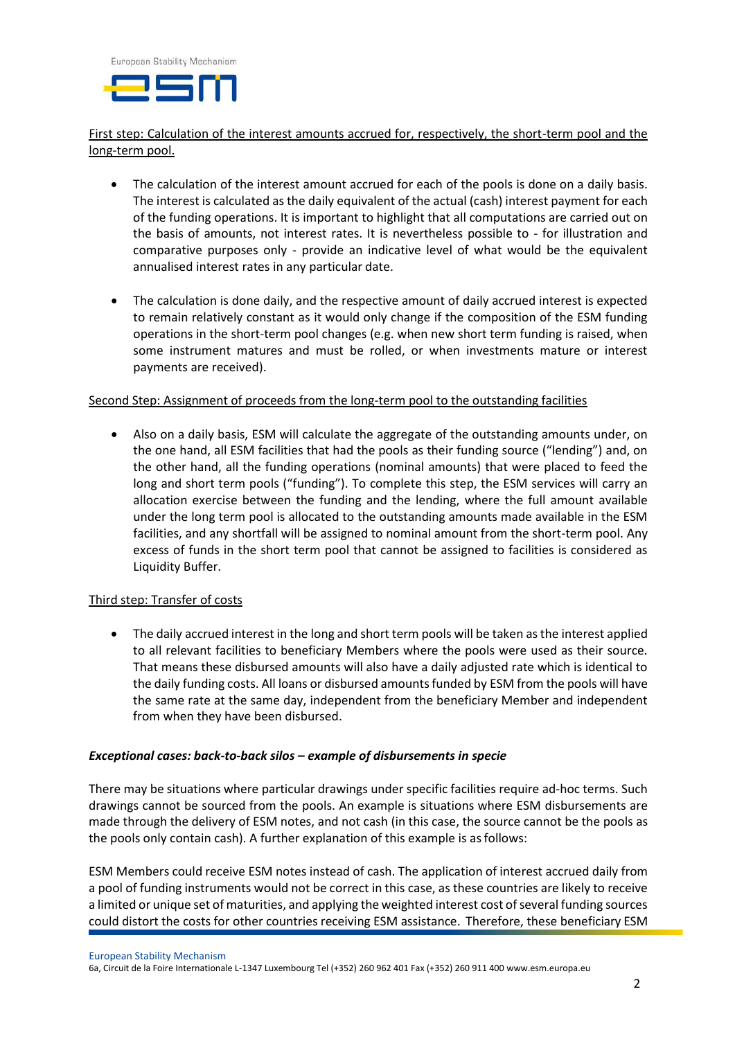First step: Calculation of the interest amounts accrued for, respectively, the short-term pool and the long-term pool.

- The calculation of the interest amount accrued for each of the pools is done on a daily basis. The interest is calculated as the daily equivalent of the actual (cash) interest payment for each of the funding operations. It is important to highlight that all computations are carried out on the basis of amounts, not interest rates. It is nevertheless possible to - for illustration and comparative purposes only - provide an indicative level of what would be the equivalent annualised interest rates in any particular date.

- The calculation is done daily, and the respective amount of daily accrued interest is expected to remain relatively constant as it would only change if the composition of the ESM funding operations in the short-term pool changes (e.g. when new short term funding is raised, when some instrument matures and must be rolled, or when investments mature or interest payments are received).

Second Step: Assignment of proceeds from the long-term pool to the outstanding facilities

- Also on a daily basis, ESM will calculate the aggregate of the outstanding amounts under, on the one hand, all ESM facilities that had the pools as their funding source ("lending") and, on the other hand, all the funding operations (nominal amounts) that were placed to feed the long and short term pools ("funding"). To complete this step, the ESM services will carry an allocation exercise between the funding and the lending, where the full amount available under the long term pool is allocated to the outstanding amounts made available in the ESM facilities, and any shortfall will be assigned to nominal amount from the short-term pool. Any excess of funds in the short term pool that cannot be assigned to facilities is considered as Liquidity Buffer.

Third step: Transfer of costs

- The daily accrued interest in the long and short term pools will be taken as the interest applied to all relevant facilities to beneficiary Members where the pools were used as their source. That means these disbursed amounts will also have a daily adjusted rate which is identical to the daily funding costs. All loans or disbursed amounts funded by ESM from the pools will have the same rate at the same day, independent from the beneficiary Member and independent from when they have been disbursed.

***Exceptional cases: back-to-back silos – example of disbursements in specie***

There may be situations where particular drawings under specific facilities require ad-hoc terms. Such drawings cannot be sourced from the pools. An example is situations where ESM disbursements are made through the delivery of ESM notes, and not cash (in this case, the source cannot be the pools as the pools only contain cash). A further explanation of this example is as follows:

ESM Members could receive ESM notes instead of cash. The application of interest accrued daily from a pool of funding instruments would not be correct in this case, as these countries are likely to receive a limited or unique set of maturities, and applying the weighted interest cost of several funding sources could distort the costs for other countries receiving ESM assistance. Therefore, these beneficiary ESM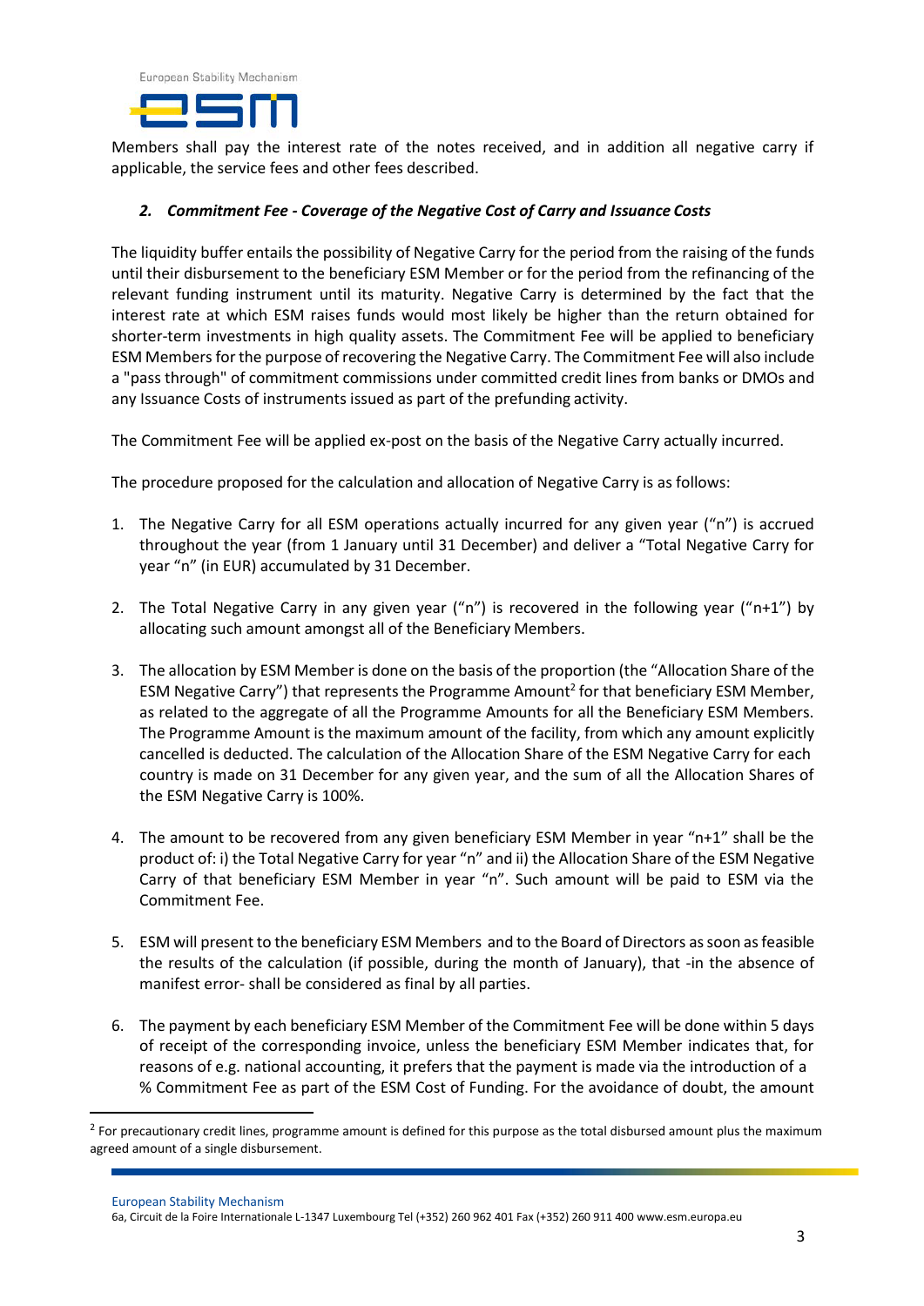Members shall pay the interest rate of the notes received, and in addition all negative carry if applicable, the service fees and other fees described.

### *2. Commitment Fee - Coverage of the Negative Cost of Carry and Issuance Costs*

The liquidity buffer entails the possibility of Negative Carry for the period from the raising of the funds until their disbursement to the beneficiary ESM Member or for the period from the refinancing of the relevant funding instrument until its maturity. Negative Carry is determined by the fact that the interest rate at which ESM raises funds would most likely be higher than the return obtained for shorter-term investments in high quality assets. The Commitment Fee will be applied to beneficiary ESM Members for the purpose of recovering the Negative Carry. The Commitment Fee will also include a "pass through" of commitment commissions under committed credit lines from banks or DMOs and any Issuance Costs of instruments issued as part of the prefunding activity.

The Commitment Fee will be applied ex-post on the basis of the Negative Carry actually incurred.

The procedure proposed for the calculation and allocation of Negative Carry is as follows:

1. The Negative Carry for all ESM operations actually incurred for any given year ("n") is accrued throughout the year (from 1 January until 31 December) and deliver a "Total Negative Carry for year "n" (in EUR) accumulated by 31 December.

2. The Total Negative Carry in any given year ("n") is recovered in the following year ("n+1") by allocating such amount amongst all of the Beneficiary Members.

3. The allocation by ESM Member is done on the basis of the proportion (the "Allocation Share of the ESM Negative Carry") that represents the Programme Amount[2] for that beneficiary ESM Member, as related to the aggregate of all the Programme Amounts for all the Beneficiary ESM Members. The Programme Amount is the maximum amount of the facility, from which any amount explicitly cancelled is deducted. The calculation of the Allocation Share of the ESM Negative Carry for each country is made on 31 December for any given year, and the sum of all the Allocation Shares of the ESM Negative Carry is 100%.

4. The amount to be recovered from any given beneficiary ESM Member in year "n+1" shall be the product of: i) the Total Negative Carry for year "n" and ii) the Allocation Share of the ESM Negative Carry of that beneficiary ESM Member in year "n". Such amount will be paid to ESM via the Commitment Fee.

5. ESM will present to the beneficiary ESM Members and to the Board of Directors as soon as feasible the results of the calculation (if possible, during the month of January), that -in the absence of manifest error- shall be considered as final by all parties.

6. The payment by each beneficiary ESM Member of the Commitment Fee will be done within 5 days of receipt of the corresponding invoice, unless the beneficiary ESM Member indicates that, for reasons of e.g. national accounting, it prefers that the payment is made via the introduction of a % Commitment Fee as part of the ESM Cost of Funding. For the avoidance of doubt, the amount

[2] For precautionary credit lines, programme amount is defined for this purpose as the total disbursed amount plus the maximum agreed amount of a single disbursement.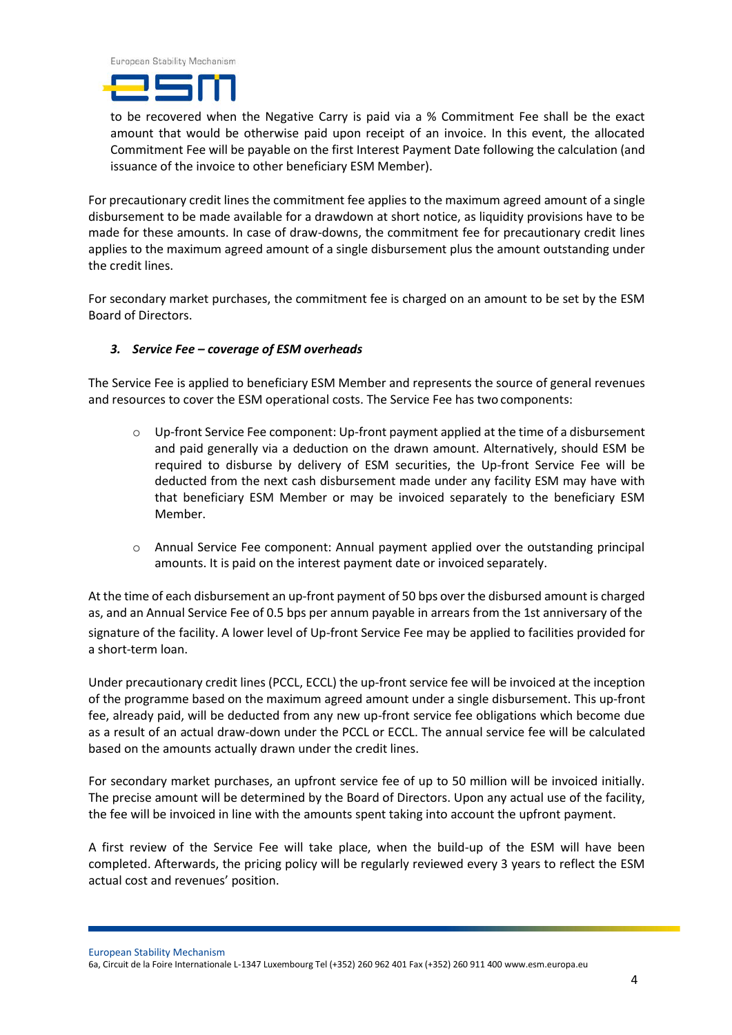to be recovered when the Negative Carry is paid via a % Commitment Fee shall be the exact amount that would be otherwise paid upon receipt of an invoice. In this event, the allocated Commitment Fee will be payable on the first Interest Payment Date following the calculation (and issuance of the invoice to other beneficiary ESM Member).

For precautionary credit lines the commitment fee applies to the maximum agreed amount of a single disbursement to be made available for a drawdown at short notice, as liquidity provisions have to be made for these amounts. In case of draw-downs, the commitment fee for precautionary credit lines applies to the maximum agreed amount of a single disbursement plus the amount outstanding under the credit lines.

For secondary market purchases, the commitment fee is charged on an amount to be set by the ESM Board of Directors.

### *3. Service Fee – coverage of ESM overheads*

The Service Fee is applied to beneficiary ESM Member and represents the source of general revenues and resources to cover the ESM operational costs. The Service Fee has two components:

- Up-front Service Fee component: Up-front payment applied at the time of a disbursement and paid generally via a deduction on the drawn amount. Alternatively, should ESM be required to disburse by delivery of ESM securities, the Up-front Service Fee will be deducted from the next cash disbursement made under any facility ESM may have with that beneficiary ESM Member or may be invoiced separately to the beneficiary ESM Member.

- Annual Service Fee component: Annual payment applied over the outstanding principal amounts. It is paid on the interest payment date or invoiced separately.

At the time of each disbursement an up-front payment of 50 bps over the disbursed amount is charged as, and an Annual Service Fee of 0.5 bps per annum payable in arrears from the 1st anniversary of the signature of the facility. A lower level of Up-front Service Fee may be applied to facilities provided for a short-term loan.

Under precautionary credit lines (PCCL, ECCL) the up-front service fee will be invoiced at the inception of the programme based on the maximum agreed amount under a single disbursement. This up-front fee, already paid, will be deducted from any new up-front service fee obligations which become due as a result of an actual draw-down under the PCCL or ECCL. The annual service fee will be calculated based on the amounts actually drawn under the credit lines.

For secondary market purchases, an upfront service fee of up to 50 million will be invoiced initially. The precise amount will be determined by the Board of Directors. Upon any actual use of the facility, the fee will be invoiced in line with the amounts spent taking into account the upfront payment.

A first review of the Service Fee will take place, when the build-up of the ESM will have been completed. Afterwards, the pricing policy will be regularly reviewed every 3 years to reflect the ESM actual cost and revenues' position.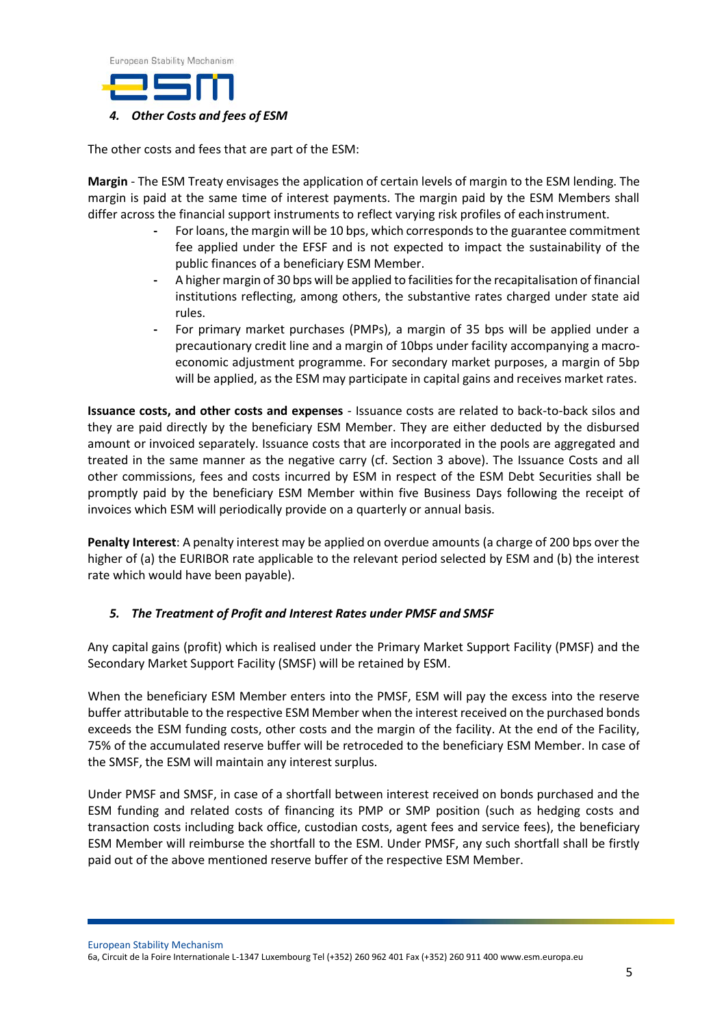### *4. Other Costs and fees of ESM*

The other costs and fees that are part of the ESM:

**Margin** - The ESM Treaty envisages the application of certain levels of margin to the ESM lending. The margin is paid at the same time of interest payments. The margin paid by the ESM Members shall differ across the financial support instruments to reflect varying risk profiles of each instrument.

- For loans, the margin will be 10 bps, which corresponds to the guarantee commitment fee applied under the EFSF and is not expected to impact the sustainability of the public finances of a beneficiary ESM Member.
- A higher margin of 30 bps will be applied to facilities for the recapitalisation of financial institutions reflecting, among others, the substantive rates charged under state aid rules.
- For primary market purchases (PMPs), a margin of 35 bps will be applied under a precautionary credit line and a margin of 10bps under facility accompanying a macro-economic adjustment programme. For secondary market purposes, a margin of 5bp will be applied, as the ESM may participate in capital gains and receives market rates.

**Issuance costs, and other costs and expenses** - Issuance costs are related to back-to-back silos and they are paid directly by the beneficiary ESM Member. They are either deducted by the disbursed amount or invoiced separately. Issuance costs that are incorporated in the pools are aggregated and treated in the same manner as the negative carry (cf. Section 3 above). The Issuance Costs and all other commissions, fees and costs incurred by ESM in respect of the ESM Debt Securities shall be promptly paid by the beneficiary ESM Member within five Business Days following the receipt of invoices which ESM will periodically provide on a quarterly or annual basis.

**Penalty Interest**: A penalty interest may be applied on overdue amounts (a charge of 200 bps over the higher of (a) the EURIBOR rate applicable to the relevant period selected by ESM and (b) the interest rate which would have been payable).

### *5. The Treatment of Profit and Interest Rates under PMSF and SMSF*

Any capital gains (profit) which is realised under the Primary Market Support Facility (PMSF) and the Secondary Market Support Facility (SMSF) will be retained by ESM.

When the beneficiary ESM Member enters into the PMSF, ESM will pay the excess into the reserve buffer attributable to the respective ESM Member when the interest received on the purchased bonds exceeds the ESM funding costs, other costs and the margin of the facility. At the end of the Facility, 75% of the accumulated reserve buffer will be retroceded to the beneficiary ESM Member. In case of the SMSF, the ESM will maintain any interest surplus.

Under PMSF and SMSF, in case of a shortfall between interest received on bonds purchased and the ESM funding and related costs of financing its PMP or SMP position (such as hedging costs and transaction costs including back office, custodian costs, agent fees and service fees), the beneficiary ESM Member will reimburse the shortfall to the ESM. Under PMSF, any such shortfall shall be firstly paid out of the above mentioned reserve buffer of the respective ESM Member.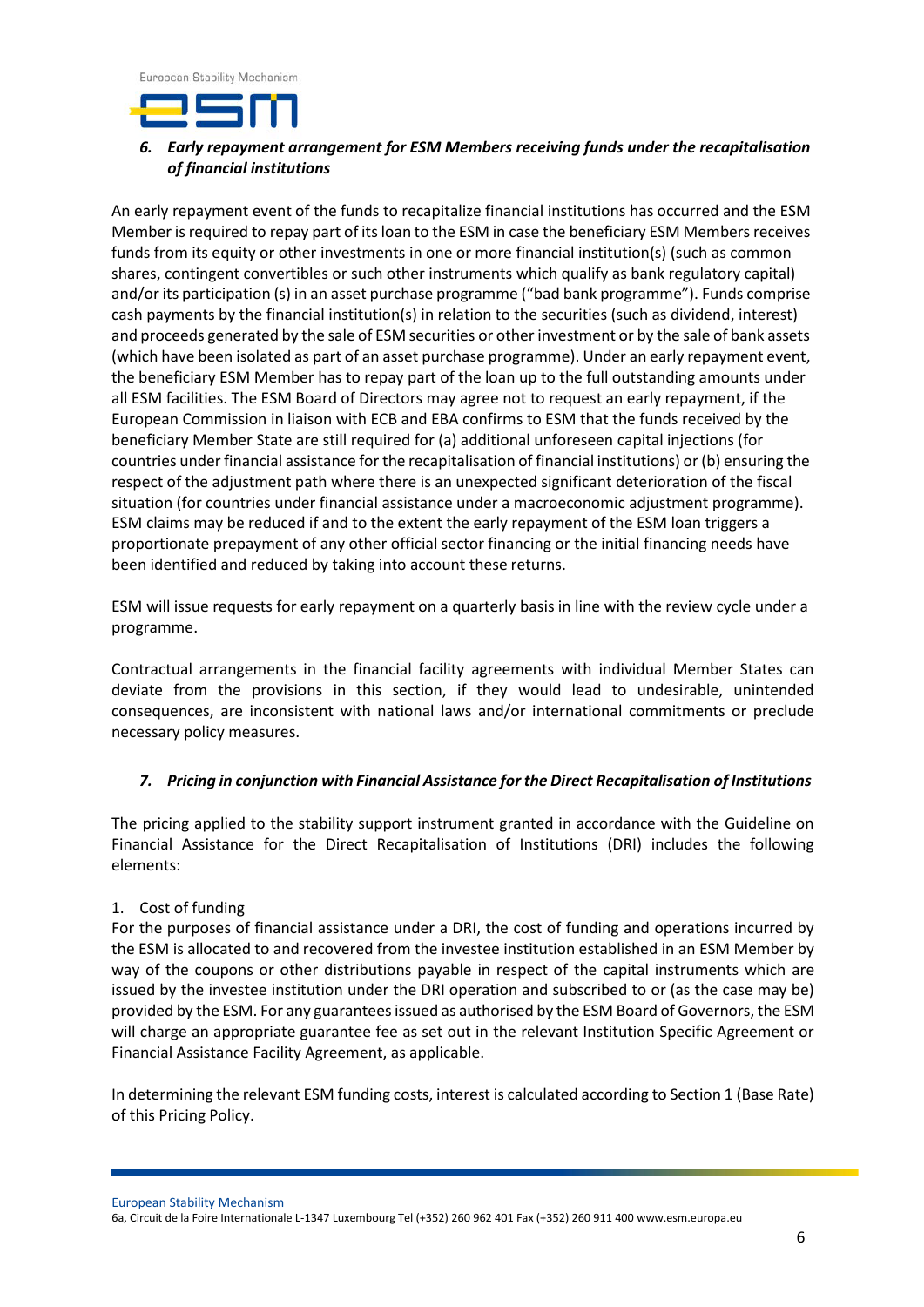### *6. Early repayment arrangement for ESM Members receiving funds under the recapitalisation of financial institutions*

An early repayment event of the funds to recapitalize financial institutions has occurred and the ESM Member is required to repay part of its loan to the ESM in case the beneficiary ESM Members receives funds from its equity or other investments in one or more financial institution(s) (such as common shares, contingent convertibles or such other instruments which qualify as bank regulatory capital) and/or its participation (s) in an asset purchase programme ("bad bank programme"). Funds comprise cash payments by the financial institution(s) in relation to the securities (such as dividend, interest) and proceeds generated by the sale of ESM securities or other investment or by the sale of bank assets (which have been isolated as part of an asset purchase programme). Under an early repayment event, the beneficiary ESM Member has to repay part of the loan up to the full outstanding amounts under all ESM facilities. The ESM Board of Directors may agree not to request an early repayment, if the European Commission in liaison with ECB and EBA confirms to ESM that the funds received by the beneficiary Member State are still required for (a) additional unforeseen capital injections (for countries under financial assistance for the recapitalisation of financial institutions) or (b) ensuring the respect of the adjustment path where there is an unexpected significant deterioration of the fiscal situation (for countries under financial assistance under a macroeconomic adjustment programme). ESM claims may be reduced if and to the extent the early repayment of the ESM loan triggers a proportionate prepayment of any other official sector financing or the initial financing needs have been identified and reduced by taking into account these returns.

ESM will issue requests for early repayment on a quarterly basis in line with the review cycle under a programme.

Contractual arrangements in the financial facility agreements with individual Member States can deviate from the provisions in this section, if they would lead to undesirable, unintended consequences, are inconsistent with national laws and/or international commitments or preclude necessary policy measures.

### *7. Pricing in conjunction with Financial Assistance for the Direct Recapitalisation of Institutions*

The pricing applied to the stability support instrument granted in accordance with the Guideline on Financial Assistance for the Direct Recapitalisation of Institutions (DRI) includes the following elements:

1. Cost of funding

For the purposes of financial assistance under a DRI, the cost of funding and operations incurred by the ESM is allocated to and recovered from the investee institution established in an ESM Member by way of the coupons or other distributions payable in respect of the capital instruments which are issued by the investee institution under the DRI operation and subscribed to or (as the case may be) provided by the ESM. For any guarantees issued as authorised by the ESM Board of Governors, the ESM will charge an appropriate guarantee fee as set out in the relevant Institution Specific Agreement or Financial Assistance Facility Agreement, as applicable.

In determining the relevant ESM funding costs, interest is calculated according to Section 1 (Base Rate) of this Pricing Policy.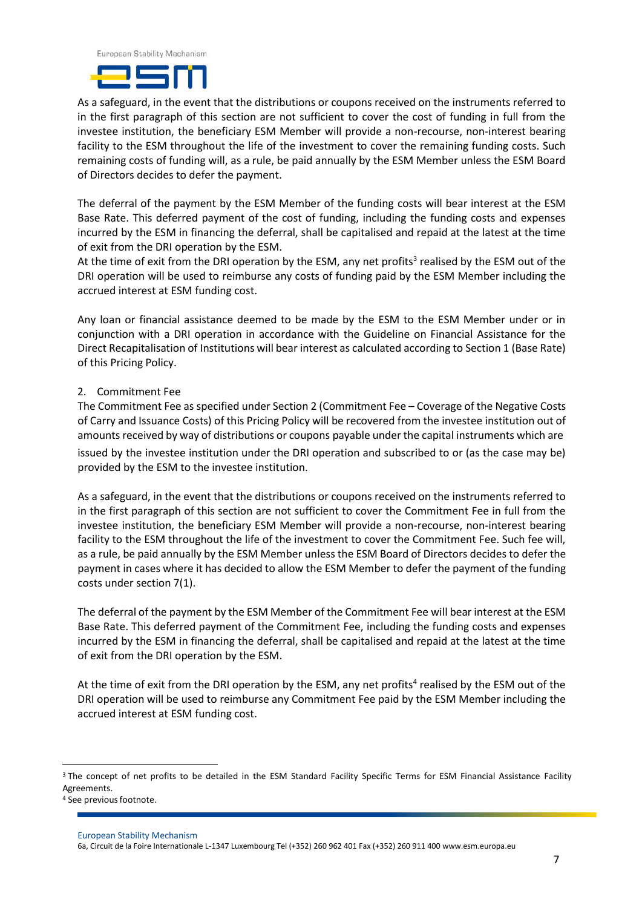As a safeguard, in the event that the distributions or coupons received on the instruments referred to in the first paragraph of this section are not sufficient to cover the cost of funding in full from the investee institution, the beneficiary ESM Member will provide a non-recourse, non-interest bearing facility to the ESM throughout the life of the investment to cover the remaining funding costs. Such remaining costs of funding will, as a rule, be paid annually by the ESM Member unless the ESM Board of Directors decides to defer the payment.

The deferral of the payment by the ESM Member of the funding costs will bear interest at the ESM Base Rate. This deferred payment of the cost of funding, including the funding costs and expenses incurred by the ESM in financing the deferral, shall be capitalised and repaid at the latest at the time of exit from the DRI operation by the ESM.

At the time of exit from the DRI operation by the ESM, any net profits[3] realised by the ESM out of the DRI operation will be used to reimburse any costs of funding paid by the ESM Member including the accrued interest at ESM funding cost.

Any loan or financial assistance deemed to be made by the ESM to the ESM Member under or in conjunction with a DRI operation in accordance with the Guideline on Financial Assistance for the Direct Recapitalisation of Institutions will bear interest as calculated according to Section 1 (Base Rate) of this Pricing Policy.

2. Commitment Fee

The Commitment Fee as specified under Section 2 (Commitment Fee – Coverage of the Negative Costs of Carry and Issuance Costs) of this Pricing Policy will be recovered from the investee institution out of amounts received by way of distributions or coupons payable under the capital instruments which are issued by the investee institution under the DRI operation and subscribed to or (as the case may be) provided by the ESM to the investee institution.

As a safeguard, in the event that the distributions or coupons received on the instruments referred to in the first paragraph of this section are not sufficient to cover the Commitment Fee in full from the investee institution, the beneficiary ESM Member will provide a non-recourse, non-interest bearing facility to the ESM throughout the life of the investment to cover the Commitment Fee. Such fee will, as a rule, be paid annually by the ESM Member unless the ESM Board of Directors decides to defer the payment in cases where it has decided to allow the ESM Member to defer the payment of the funding costs under section 7(1).

The deferral of the payment by the ESM Member of the Commitment Fee will bear interest at the ESM Base Rate. This deferred payment of the Commitment Fee, including the funding costs and expenses incurred by the ESM in financing the deferral, shall be capitalised and repaid at the latest at the time of exit from the DRI operation by the ESM.

At the time of exit from the DRI operation by the ESM, any net profits[4] realised by the ESM out of the DRI operation will be used to reimburse any Commitment Fee paid by the ESM Member including the accrued interest at ESM funding cost.

---

[3] The concept of net profits to be detailed in the ESM Standard Facility Specific Terms for ESM Financial Assistance Facility Agreements.

[4] See previous footnote.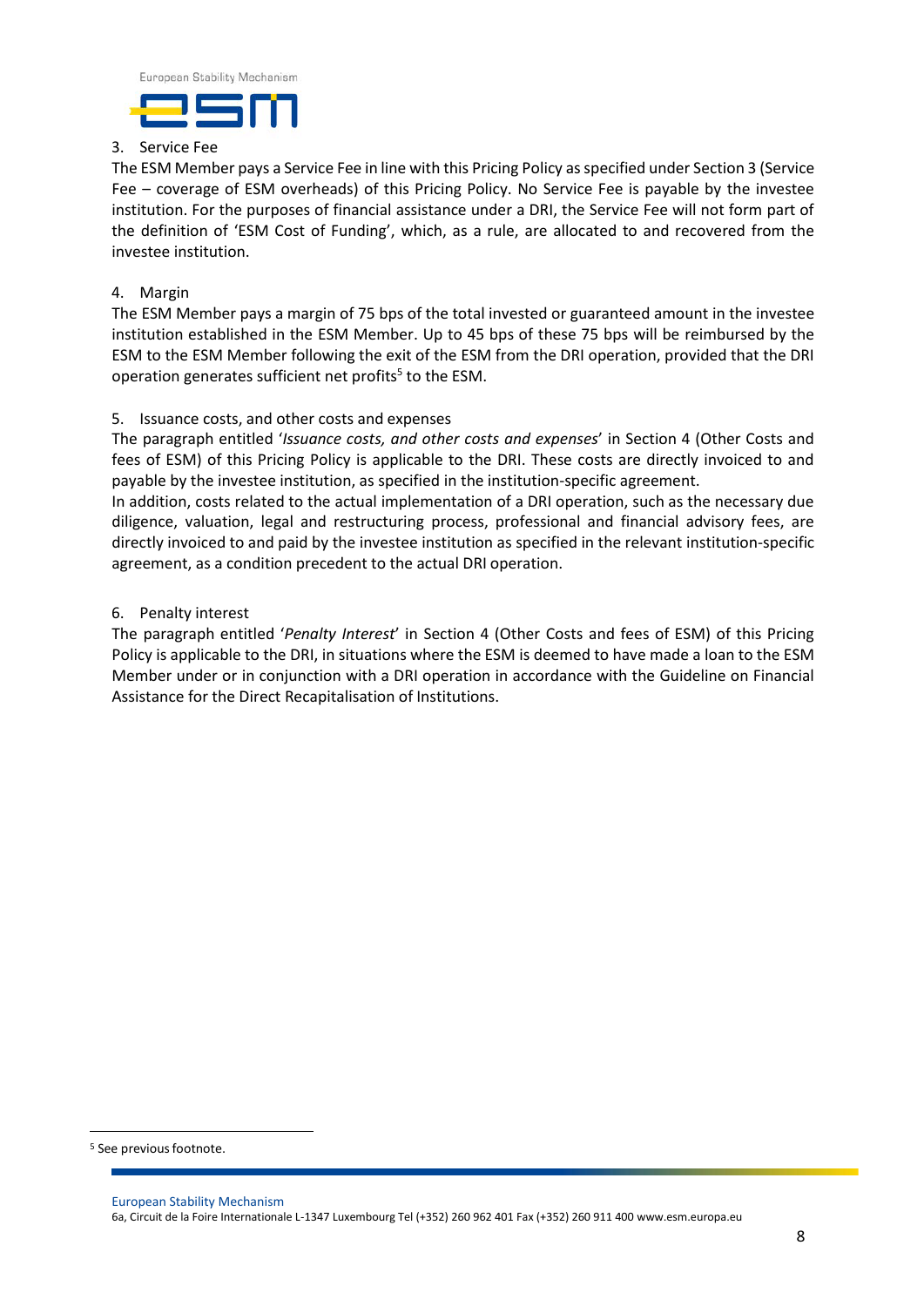3. Service Fee

The ESM Member pays a Service Fee in line with this Pricing Policy as specified under Section 3 (Service Fee – coverage of ESM overheads) of this Pricing Policy. No Service Fee is payable by the investee institution. For the purposes of financial assistance under a DRI, the Service Fee will not form part of the definition of 'ESM Cost of Funding', which, as a rule, are allocated to and recovered from the investee institution.

4. Margin

The ESM Member pays a margin of 75 bps of the total invested or guaranteed amount in the investee institution established in the ESM Member. Up to 45 bps of these 75 bps will be reimbursed by the ESM to the ESM Member following the exit of the ESM from the DRI operation, provided that the DRI operation generates sufficient net profits[5] to the ESM.

5. Issuance costs, and other costs and expenses

The paragraph entitled '*Issuance costs, and other costs and expenses*' in Section 4 (Other Costs and fees of ESM) of this Pricing Policy is applicable to the DRI. These costs are directly invoiced to and payable by the investee institution, as specified in the institution-specific agreement.

In addition, costs related to the actual implementation of a DRI operation, such as the necessary due diligence, valuation, legal and restructuring process, professional and financial advisory fees, are directly invoiced to and paid by the investee institution as specified in the relevant institution-specific agreement, as a condition precedent to the actual DRI operation.

6. Penalty interest

The paragraph entitled '*Penalty Interest*' in Section 4 (Other Costs and fees of ESM) of this Pricing Policy is applicable to the DRI, in situations where the ESM is deemed to have made a loan to the ESM Member under or in conjunction with a DRI operation in accordance with the Guideline on Financial Assistance for the Direct Recapitalisation of Institutions.

[5] See previous footnote.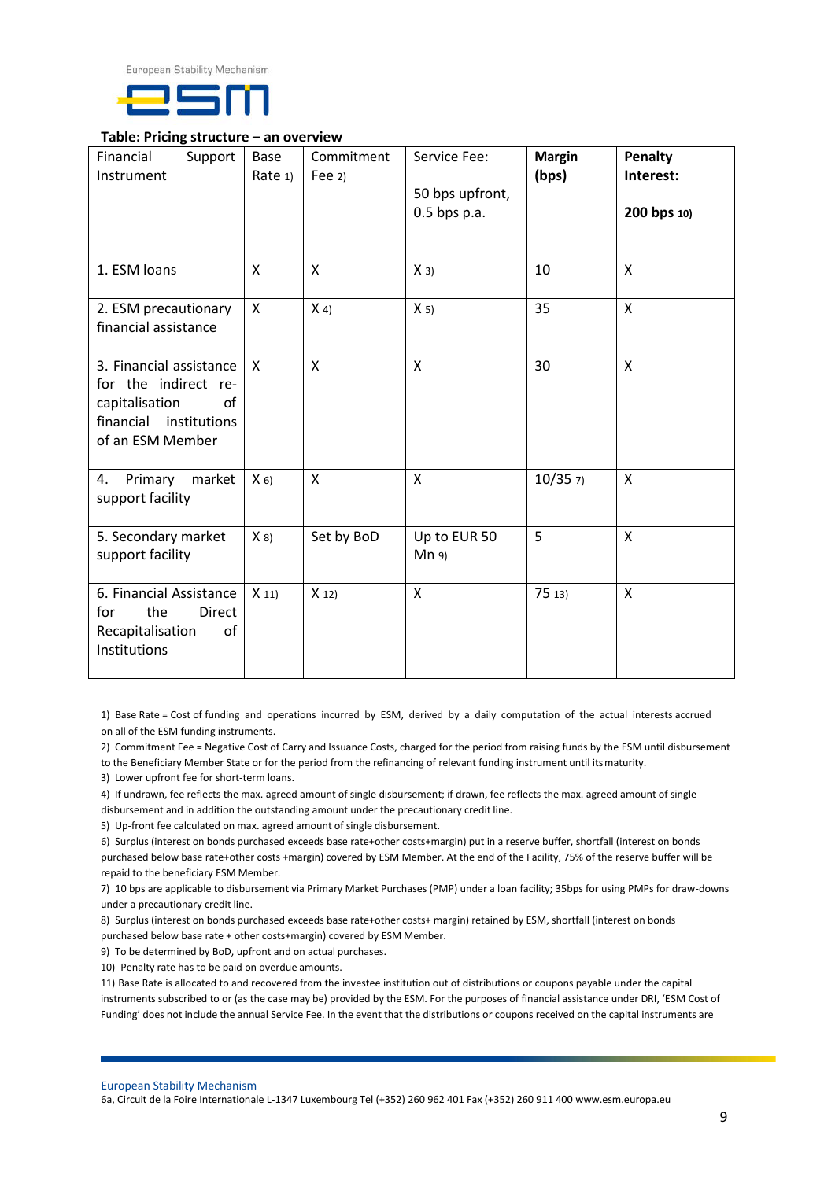**Table: Pricing structure – an overview**

| Financial Support Instrument | Base Rate 1) | Commitment Fee 2) | Service Fee: 50 bps upfront, 0.5 bps p.a. | **Margin (bps)** | **Penalty Interest: 200 bps** 10) |
|---|---|---|---|---|---|
| 1. ESM loans | X | X | X 3) | 10 | X |
| 2. ESM precautionary financial assistance | X | X 4) | X 5) | 35 | X |
| 3. Financial assistance for the indirect re-capitalisation of financial institutions of an ESM Member | X | X | X | 30 | X |
| 4. Primary market support facility | X 6) | X | X | 10/35 7) | X |
| 5. Secondary market support facility | X 8) | Set by BoD | Up to EUR 50 Mn 9) | 5 | X |
| 6. Financial Assistance for the Direct Recapitalisation of Institutions | X 11) | X 12) | X | 75 13) | X |

1) Base Rate = Cost of funding and operations incurred by ESM, derived by a daily computation of the actual interests accrued on all of the ESM funding instruments.

2) Commitment Fee = Negative Cost of Carry and Issuance Costs, charged for the period from raising funds by the ESM until disbursement to the Beneficiary Member State or for the period from the refinancing of relevant funding instrument until its maturity.

3) Lower upfront fee for short-term loans.

4) If undrawn, fee reflects the max. agreed amount of single disbursement; if drawn, fee reflects the max. agreed amount of single disbursement and in addition the outstanding amount under the precautionary credit line.

5) Up-front fee calculated on max. agreed amount of single disbursement.

6) Surplus (interest on bonds purchased exceeds base rate+other costs+margin) put in a reserve buffer, shortfall (interest on bonds purchased below base rate+other costs +margin) covered by ESM Member. At the end of the Facility, 75% of the reserve buffer will be repaid to the beneficiary ESM Member.

7) 10 bps are applicable to disbursement via Primary Market Purchases (PMP) under a loan facility; 35bps for using PMPs for draw-downs under a precautionary credit line.

8) Surplus (interest on bonds purchased exceeds base rate+other costs+ margin) retained by ESM, shortfall (interest on bonds purchased below base rate + other costs+margin) covered by ESM Member.

9) To be determined by BoD, upfront and on actual purchases.

10) Penalty rate has to be paid on overdue amounts.

11) Base Rate is allocated to and recovered from the investee institution out of distributions or coupons payable under the capital instruments subscribed to or (as the case may be) provided by the ESM. For the purposes of financial assistance under DRI, 'ESM Cost of Funding' does not include the annual Service Fee. In the event that the distributions or coupons received on the capital instruments are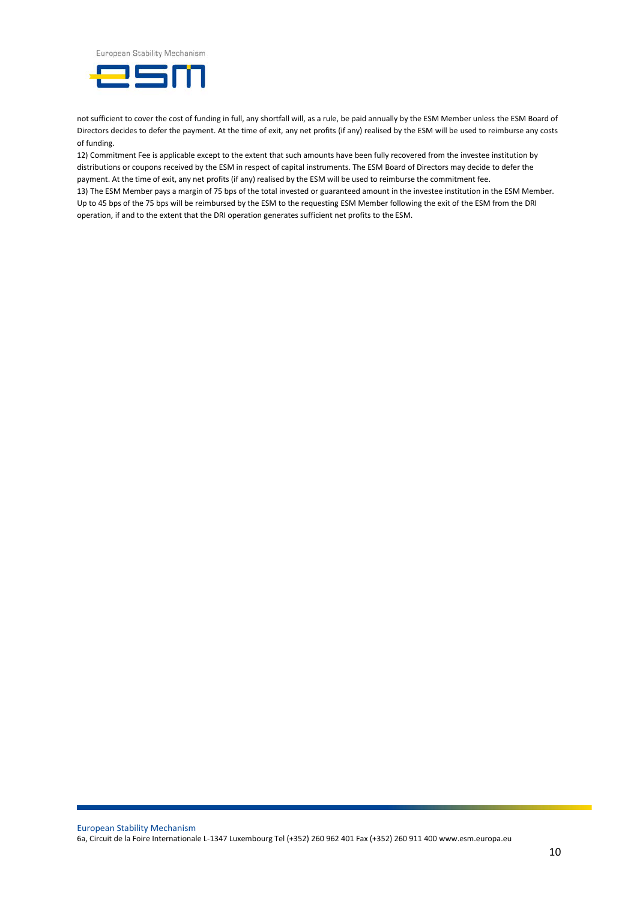not sufficient to cover the cost of funding in full, any shortfall will, as a rule, be paid annually by the ESM Member unless the ESM Board of Directors decides to defer the payment. At the time of exit, any net profits (if any) realised by the ESM will be used to reimburse any costs of funding.

12) Commitment Fee is applicable except to the extent that such amounts have been fully recovered from the investee institution by distributions or coupons received by the ESM in respect of capital instruments. The ESM Board of Directors may decide to defer the payment. At the time of exit, any net profits (if any) realised by the ESM will be used to reimburse the commitment fee.

13) The ESM Member pays a margin of 75 bps of the total invested or guaranteed amount in the investee institution in the ESM Member. Up to 45 bps of the 75 bps will be reimbursed by the ESM to the requesting ESM Member following the exit of the ESM from the DRI operation, if and to the extent that the DRI operation generates sufficient net profits to the ESM.